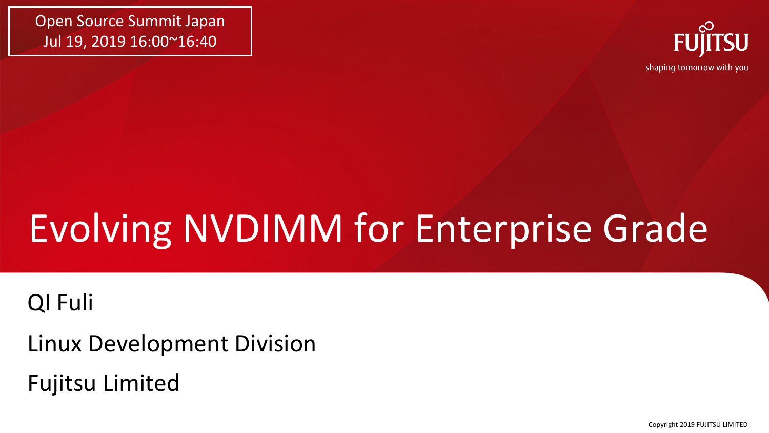Open Source Summit Japan
Jul 19, 2019 16:00~16:40

FUJITSU

shaping tomorrow with you

# Evolving NVDIMM for Enterprise Grade

QI Fuli

Linux Development Division

Fujitsu Limited

Copyright 2019 FUJITSU LIMITED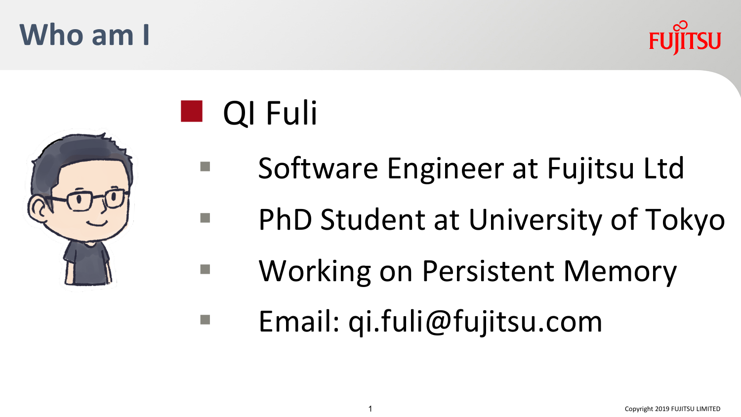# Who am I

- **QI Fuli**
  - Software Engineer at Fujitsu Ltd
  - PhD Student at University of Tokyo
  - Working on Persistent Memory
  - Email: qi.fuli@fujitsu.com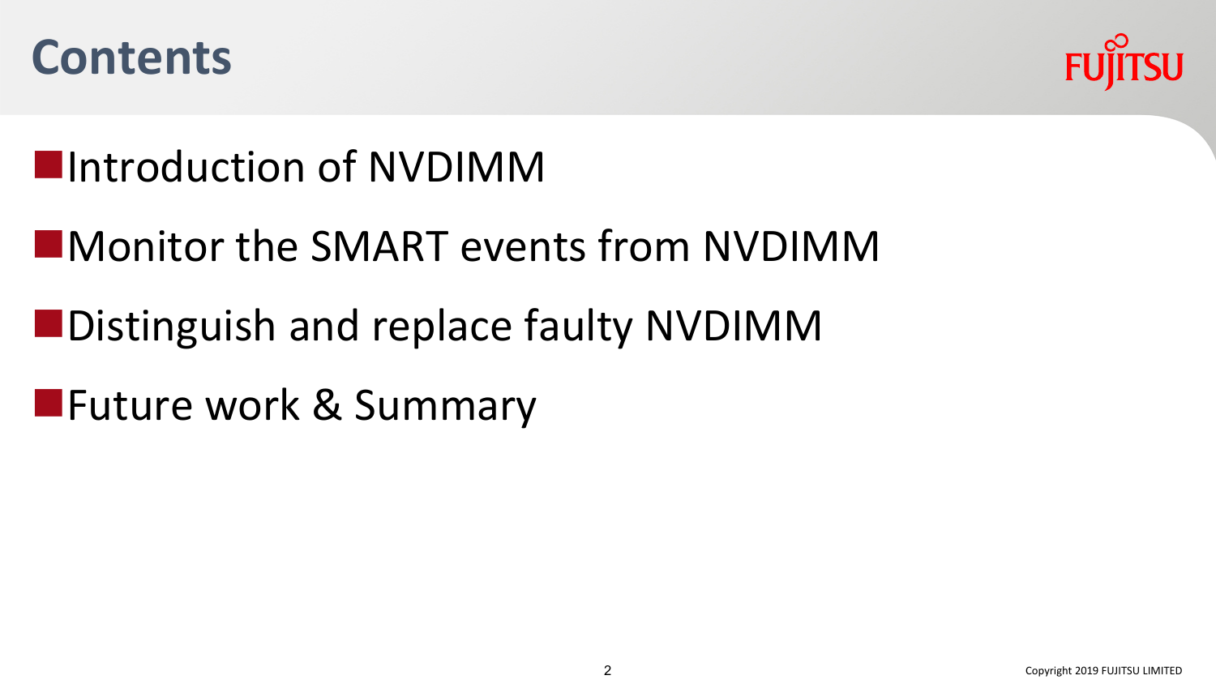# Contents

- Introduction of NVDIMM
- Monitor the SMART events from NVDIMM
- Distinguish and replace faulty NVDIMM
- Future work & Summary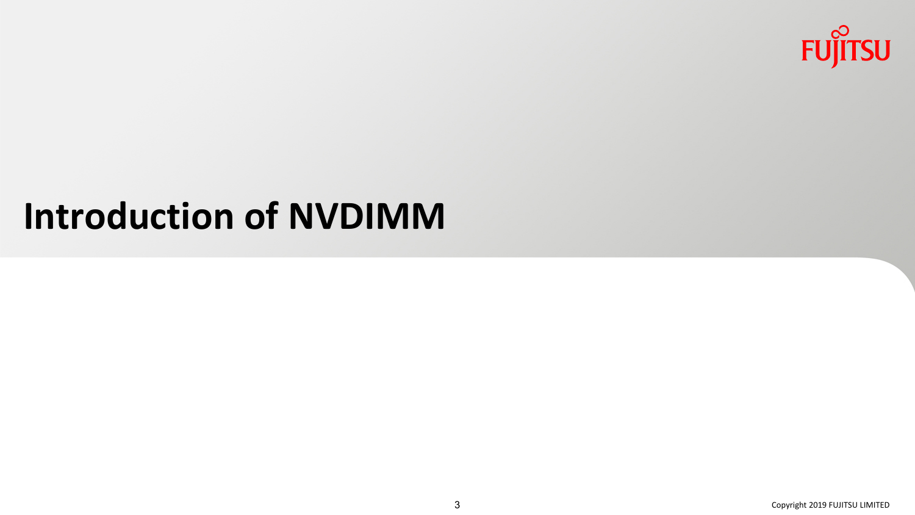# Introduction of NVDIMM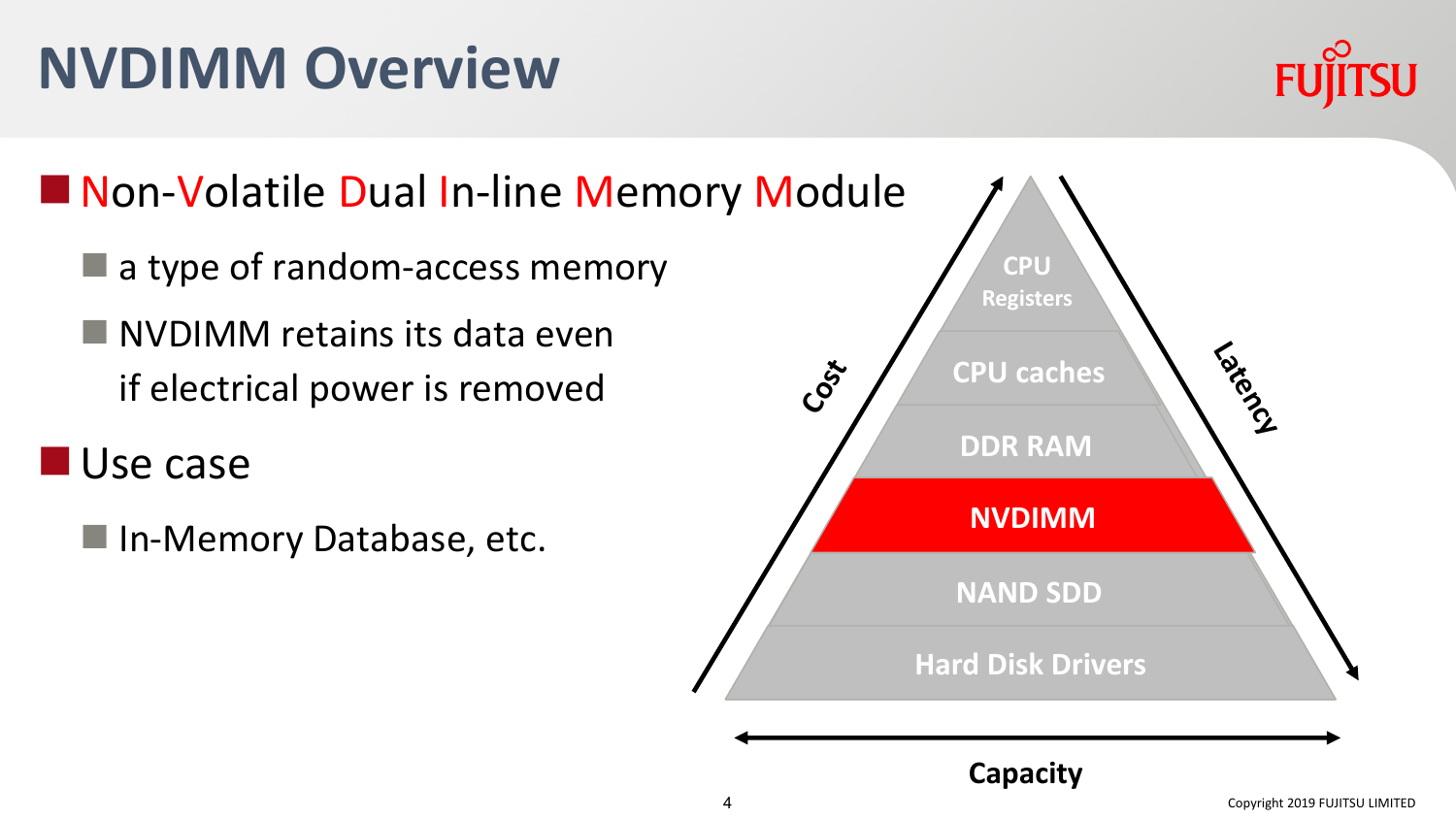# NVDIMM Overview

- **N**on-**V**olatile **D**ual **I**n-line **M**emory **M**odule
  - a type of random-access memory
  - NVDIMM retains its data even if electrical power is removed
- Use case
  - In-Memory Database, etc.

CPU Registers

CPU caches

DDR RAM

NVDIMM

NAND SDD

Hard Disk Drivers

Cost

Latency

Capacity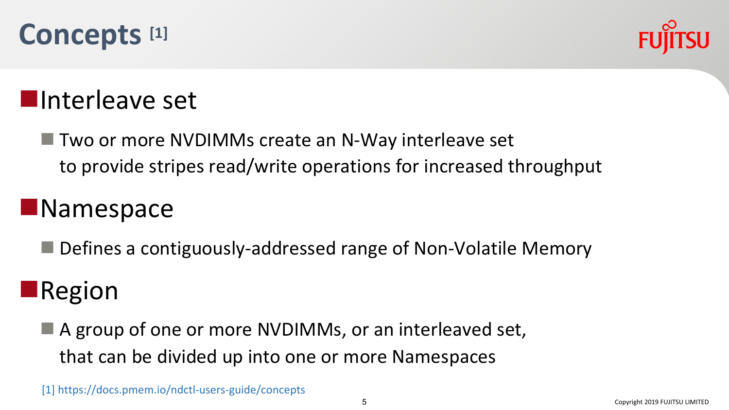# Concepts [1]

## Interleave set

- Two or more NVDIMMs create an N-Way interleave set to provide stripes read/write operations for increased throughput

## Namespace

- Defines a contiguously-addressed range of Non-Volatile Memory

## Region

- A group of one or more NVDIMMs, or an interleaved set, that can be divided up into one or more Namespaces

[1] https://docs.pmem.io/ndctl-users-guide/concepts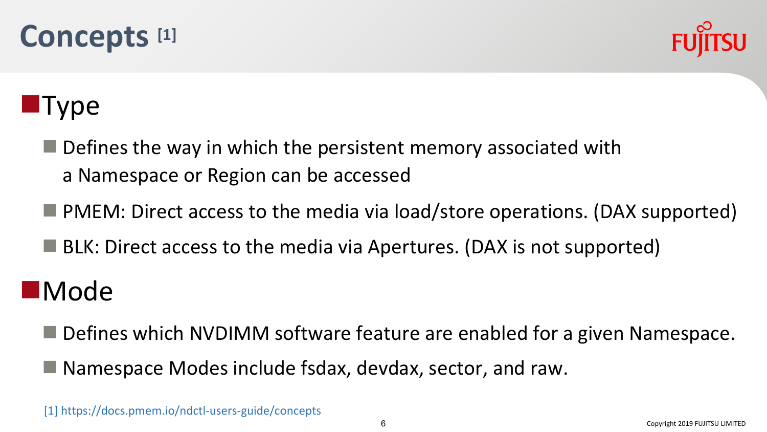# Concepts [1]

## Type

- Defines the way in which the persistent memory associated with a Namespace or Region can be accessed
- PMEM: Direct access to the media via load/store operations. (DAX supported)
- BLK: Direct access to the media via Apertures. (DAX is not supported)

## Mode

- Defines which NVDIMM software feature are enabled for a given Namespace.
- Namespace Modes include fsdax, devdax, sector, and raw.

[1] https://docs.pmem.io/ndctl-users-guide/concepts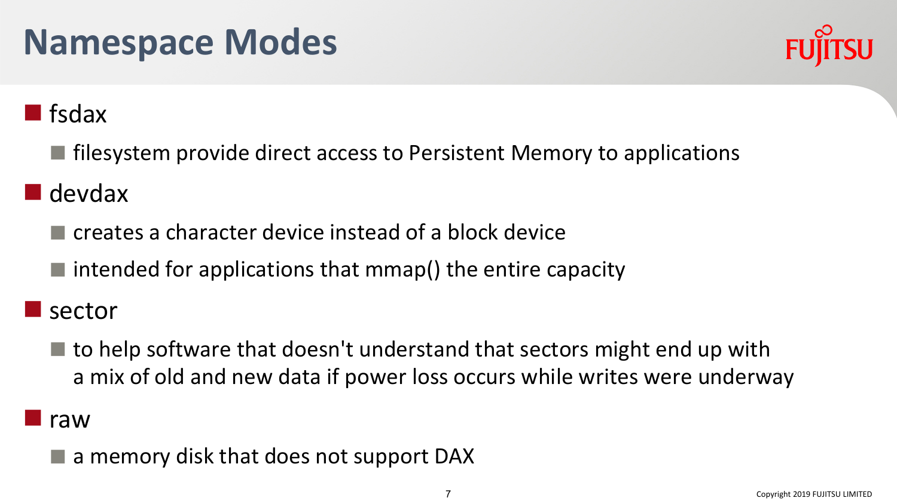# Namespace Modes

- fsdax
  - filesystem provide direct access to Persistent Memory to applications
- devdax
  - creates a character device instead of a block device
  - intended for applications that mmap() the entire capacity
- sector
  - to help software that doesn't understand that sectors might end up with a mix of old and new data if power loss occurs while writes were underway
- raw
  - a memory disk that does not support DAX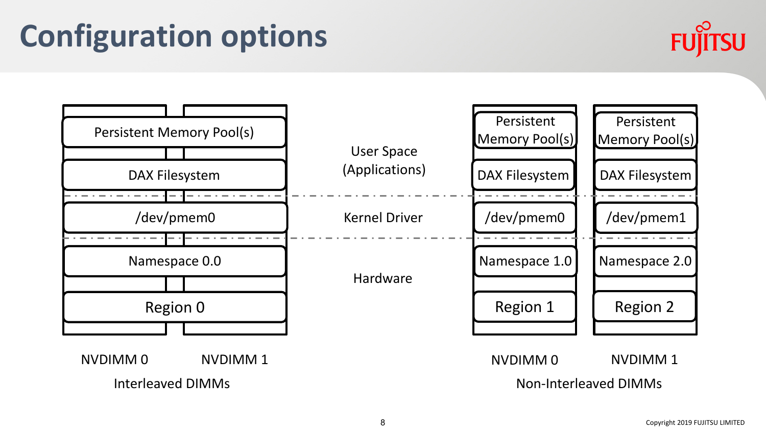# Configuration options

**Interleaved DIMMs** (NVDIMM 0, NVDIMM 1):

| Layer | Interleaved DIMMs |
| --- | --- |
| User Space (Applications) | Persistent Memory Pool(s) |
| User Space (Applications) | DAX Filesystem |
| Kernel Driver | /dev/pmem0 |
| Hardware | Namespace 0.0 |
| Hardware | Region 0 |

**Non-Interleaved DIMMs**:

| Layer | NVDIMM 0 | NVDIMM 1 |
| --- | --- | --- |
| User Space (Applications) | Persistent Memory Pool(s) | Persistent Memory Pool(s) |
| User Space (Applications) | DAX Filesystem | DAX Filesystem |
| Kernel Driver | /dev/pmem0 | /dev/pmem1 |
| Hardware | Namespace 1.0 | Namespace 2.0 |
| Hardware | Region 1 | Region 2 |

Copyright 2019 FUJITSU LIMITED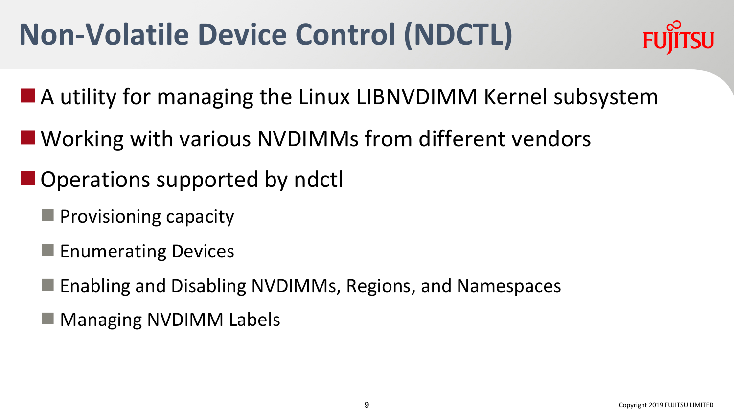# Non-Volatile Device Control (NDCTL)

- A utility for managing the Linux LIBNVDIMM Kernel subsystem
- Working with various NVDIMMs from different vendors
- Operations supported by ndctl
  - Provisioning capacity
  - Enumerating Devices
  - Enabling and Disabling NVDIMMs, Regions, and Namespaces
  - Managing NVDIMM Labels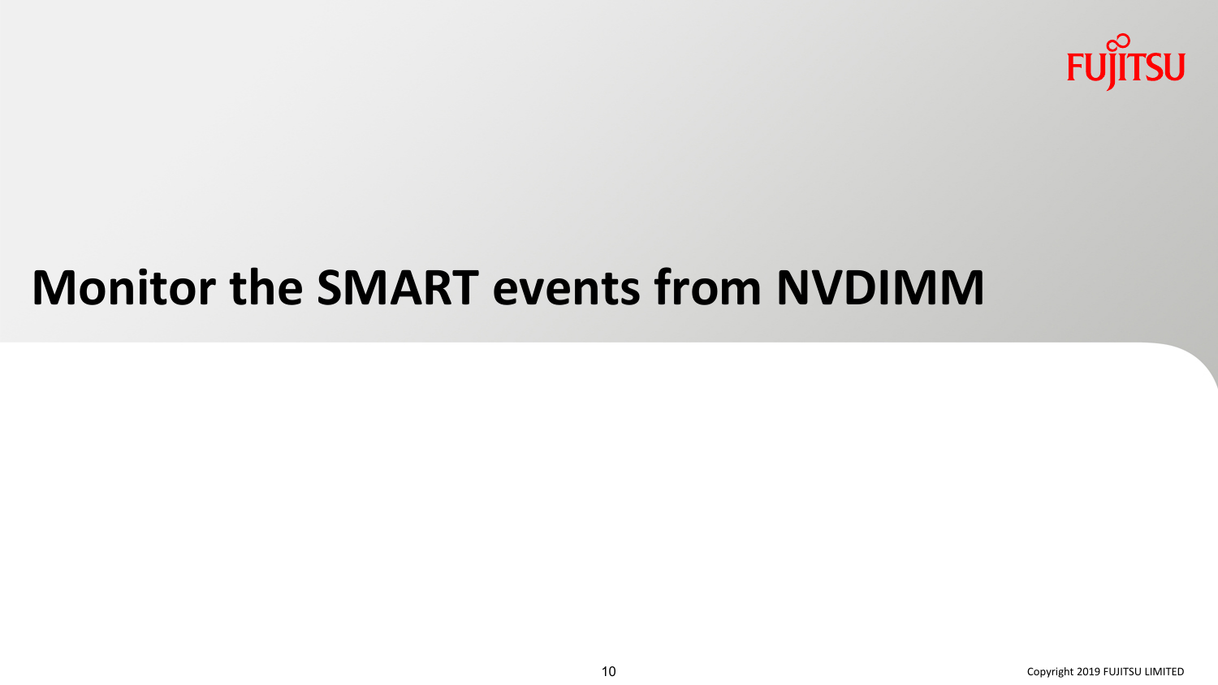# Monitor the SMART events from NVDIMM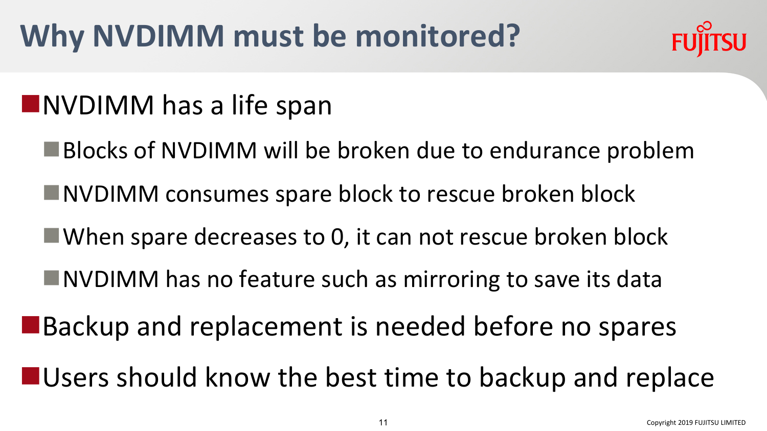# Why NVDIMM must be monitored?

- NVDIMM has a life span
  - Blocks of NVDIMM will be broken due to endurance problem
  - NVDIMM consumes spare block to rescue broken block
  - When spare decreases to 0, it can not rescue broken block
  - NVDIMM has no feature such as mirroring to save its data
- Backup and replacement is needed before no spares
- Users should know the best time to backup and replace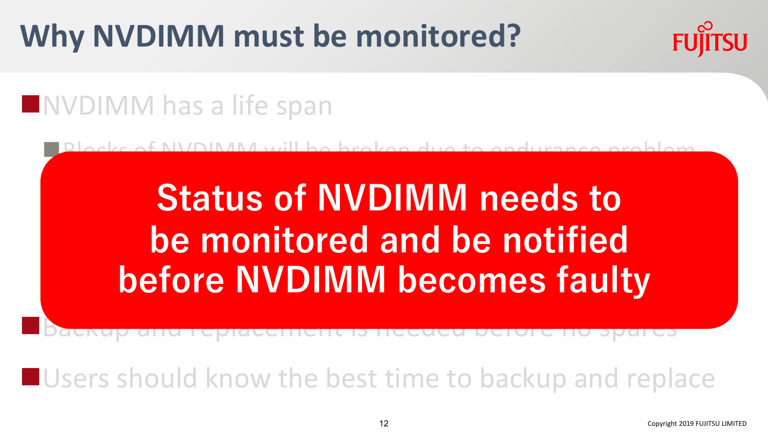# Why NVDIMM must be monitored?

- NVDIMM has a life span
  - Blocks of NVDIMM will be broken due to endurance problem

**Status of NVDIMM needs to be monitored and be notified before NVDIMM becomes faulty**

- Backup and replacement is needed before no spares
- Users should know the best time to backup and replace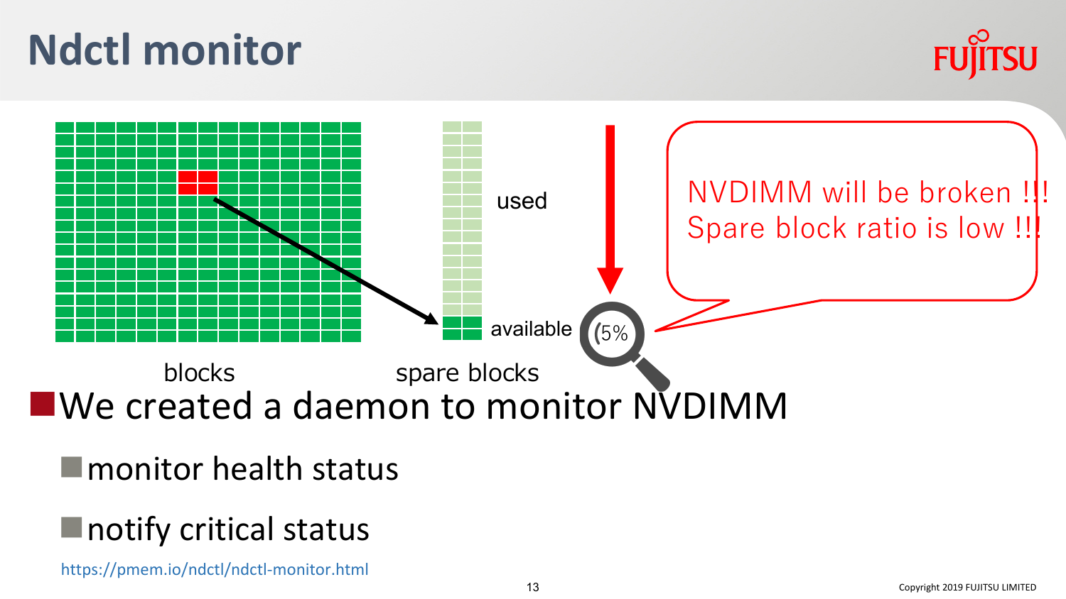# Ndctl monitor

used

available

5%

NVDIMM will be broken !!!
Spare block ratio is low !!!

blocks

spare blocks

- We created a daemon to monitor NVDIMM
  - monitor health status
  - notify critical status

https://pmem.io/ndctl/ndctl-monitor.html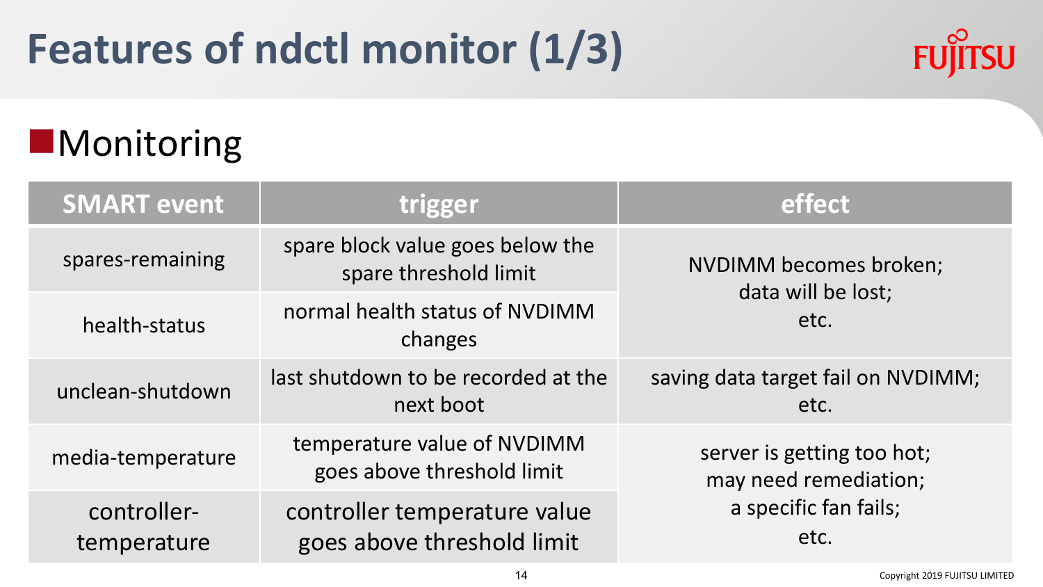# Features of ndctl monitor (1/3)

## Monitoring

| SMART event | trigger | effect |
|---|---|---|
| spares-remaining | spare block value goes below the spare threshold limit | NVDIMM becomes broken; data will be lost; etc. |
| health-status | normal health status of NVDIMM changes | |
| unclean-shutdown | last shutdown to be recorded at the next boot | saving data target fail on NVDIMM; etc. |
| media-temperature | temperature value of NVDIMM goes above threshold limit | server is getting too hot; may need remediation; a specific fan fails; etc. |
| controller-temperature | controller temperature value goes above threshold limit | |

Copyright 2019 FUJITSU LIMITED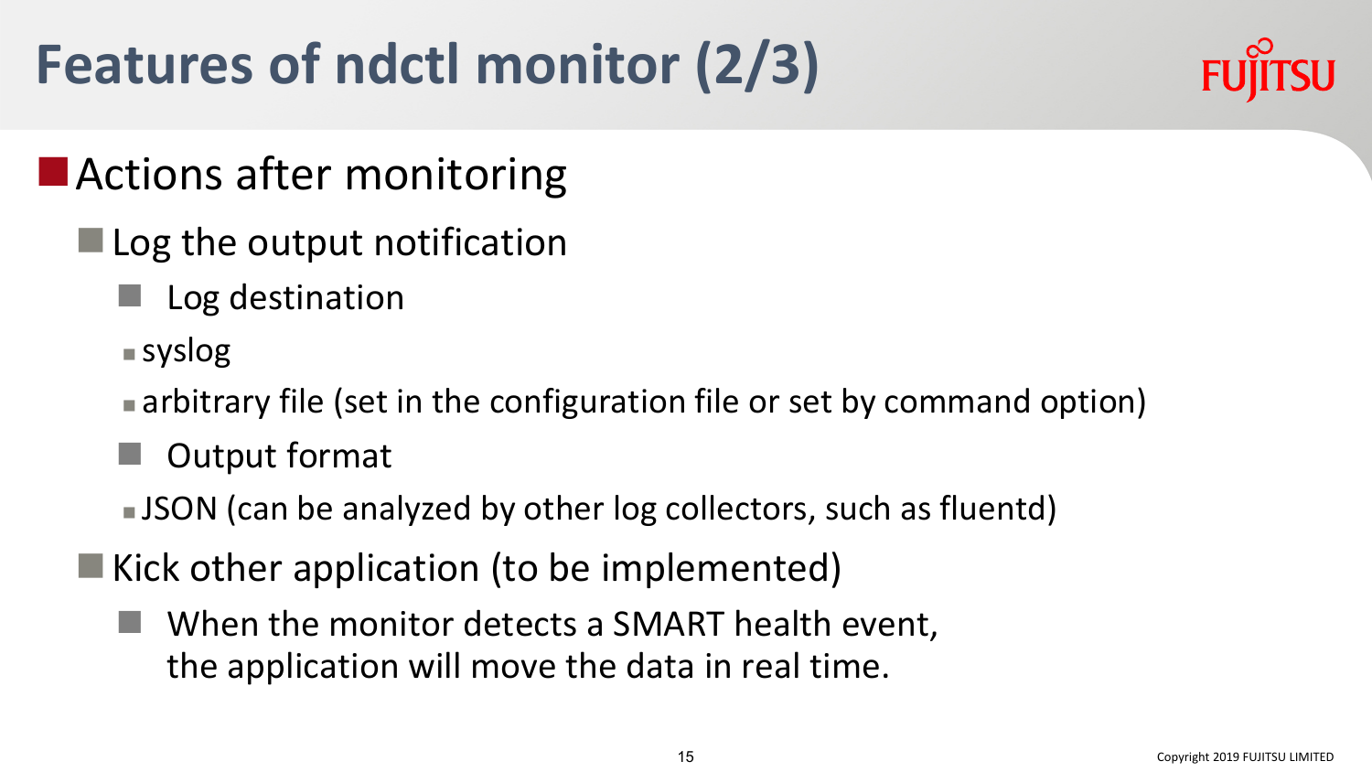# Features of ndctl monitor (2/3)

- Actions after monitoring
  - Log the output notification
    - Log destination
      - syslog
      - arbitrary file (set in the configuration file or set by command option)
    - Output format
      - JSON (can be analyzed by other log collectors, such as fluentd)
  - Kick other application (to be implemented)
    - When the monitor detects a SMART health event, the application will move the data in real time.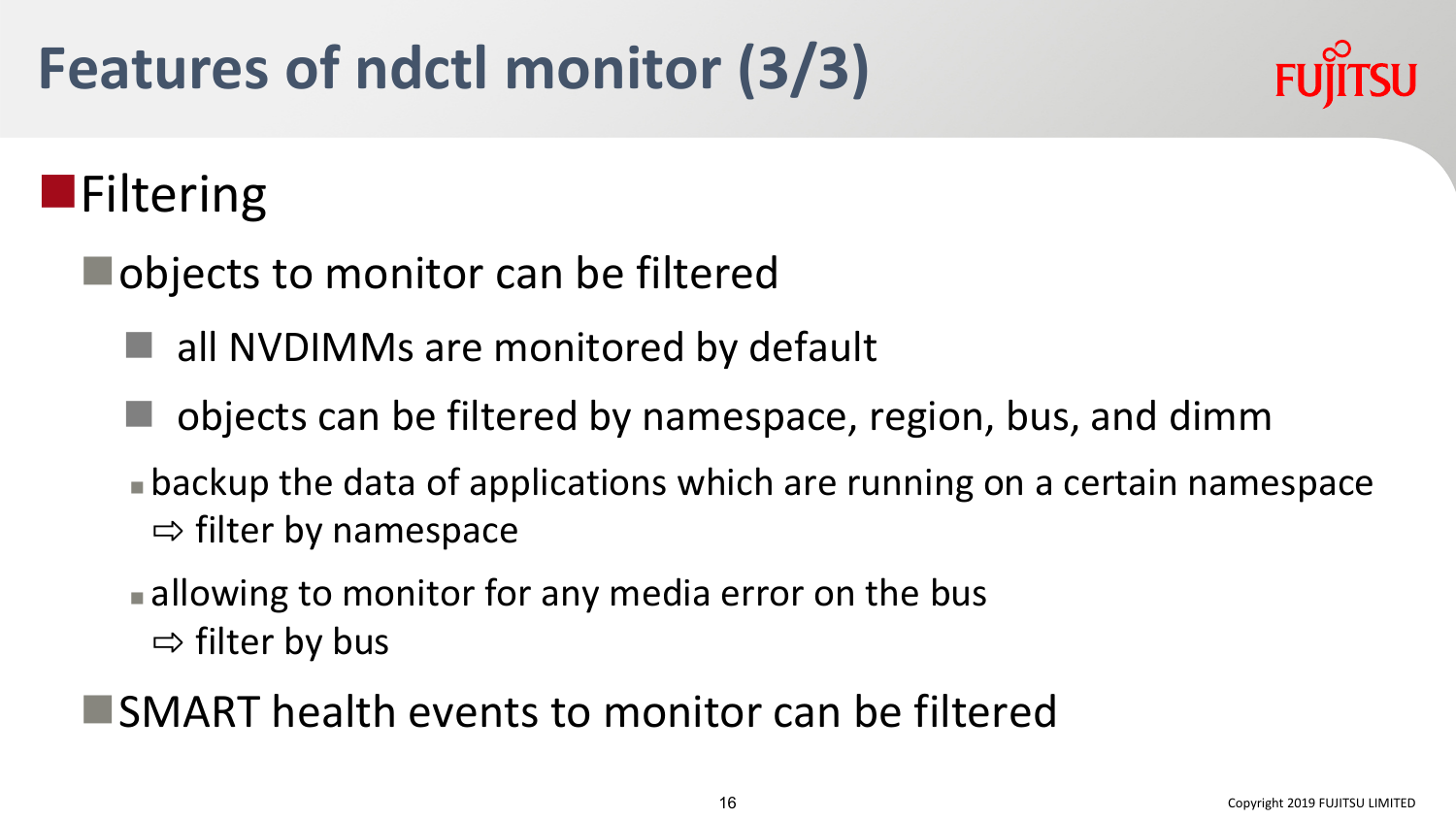# Features of ndctl monitor (3/3)

- Filtering
  - objects to monitor can be filtered
    - all NVDIMMs are monitored by default
    - objects can be filtered by namespace, region, bus, and dimm
      - backup the data of applications which are running on a certain namespace
        ⇨ filter by namespace
      - allowing to monitor for any media error on the bus
        ⇨ filter by bus
  - SMART health events to monitor can be filtered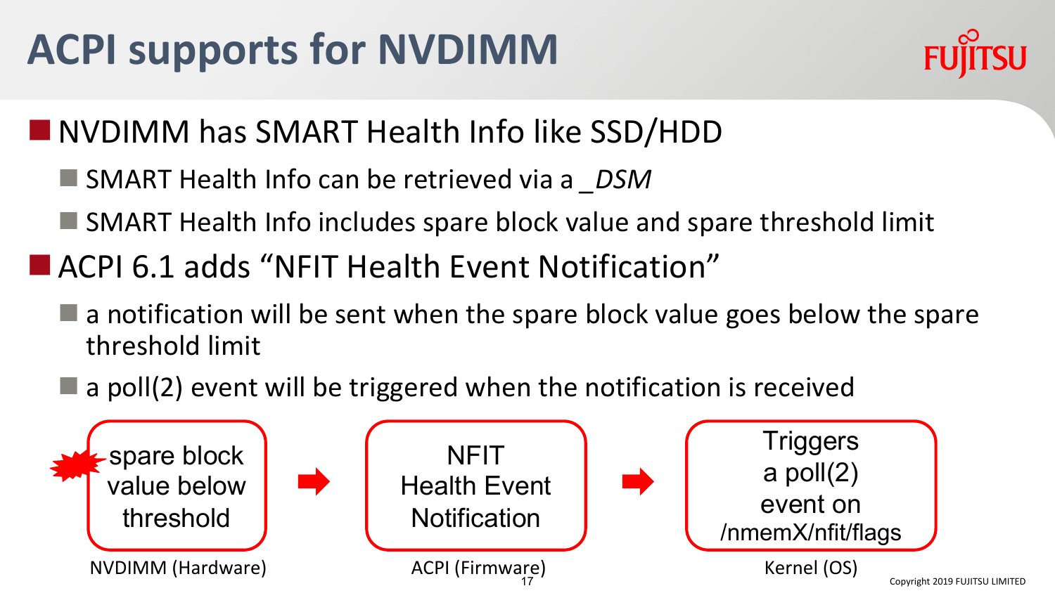# ACPI supports for NVDIMM

- NVDIMM has SMART Health Info like SSD/HDD
  - SMART Health Info can be retrieved via a *_DSM*
  - SMART Health Info includes spare block value and spare threshold limit
- ACPI 6.1 adds "NFIT Health Event Notification"
  - a notification will be sent when the spare block value goes below the spare threshold limit
  - a poll(2) event will be triggered when the notification is received

spare block value below threshold → NFIT Health Event Notification → Triggers a poll(2) event on /nmemX/nfit/flags

NVDIMM (Hardware) | ACPI (Firmware) | Kernel (OS)

Copyright 2019 FUJITSU LIMITED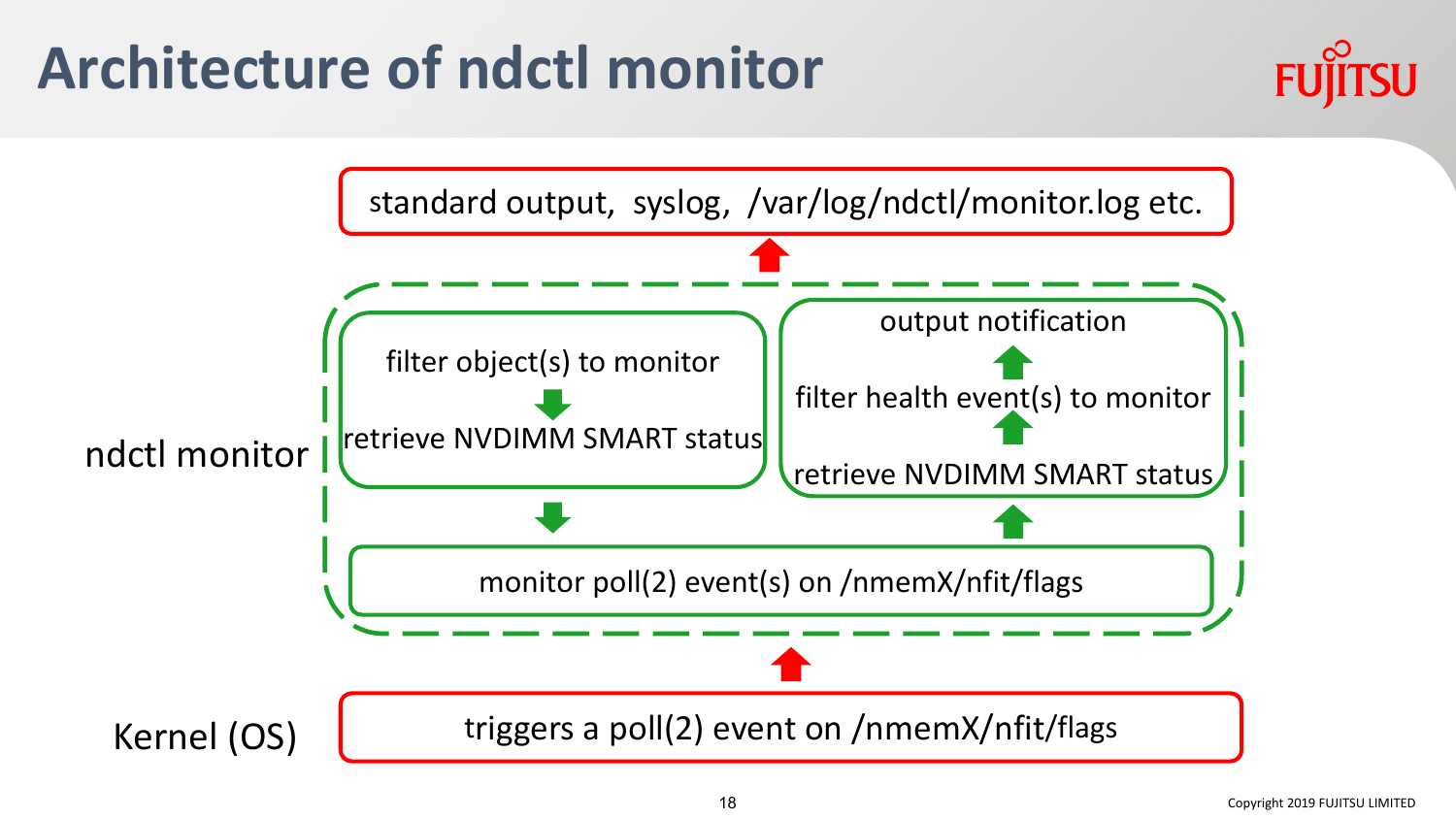# Architecture of ndctl monitor

standard output, syslog, /var/log/ndctl/monitor.log etc.

**ndctl monitor**

- filter object(s) to monitor
  - ↓ retrieve NVDIMM SMART status
  - ↓
- output notification
  - ↑ filter health event(s) to monitor
  - ↑ retrieve NVDIMM SMART status
  - ↑
- monitor poll(2) event(s) on /nmemX/nfit/flags

**Kernel (OS)**

triggers a poll(2) event on /nmemX/nfit/flags

Copyright 2019 FUJITSU LIMITED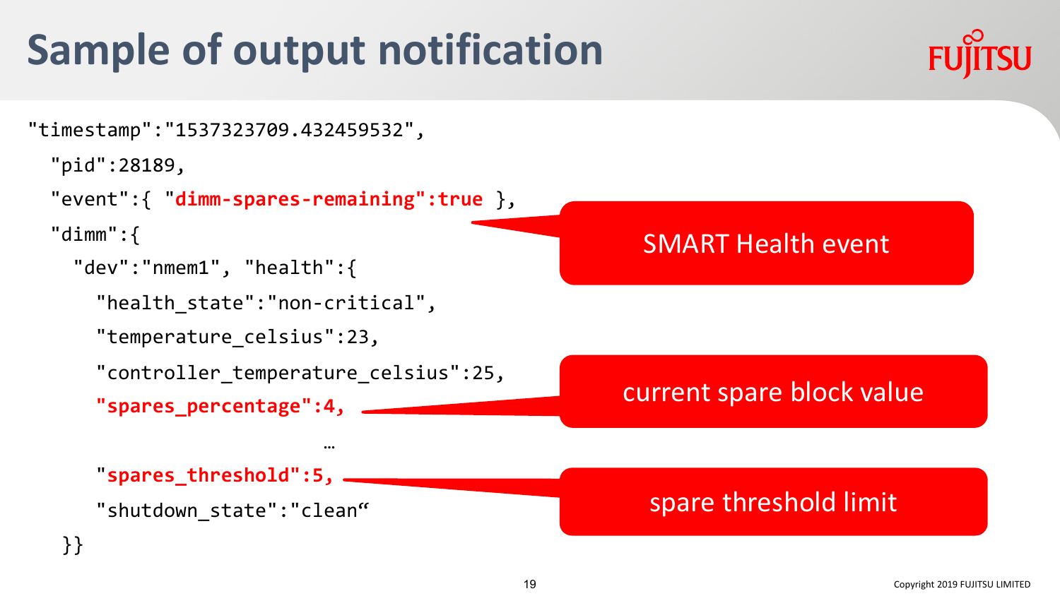# Sample of output notification

```
"timestamp":"1537323709.432459532",
  "pid":28189,
  "event":{ "dimm-spares-remaining":true },
  "dimm":{
    "dev":"nmem1", "health":{
      "health_state":"non-critical",
      "temperature_celsius":23,
      "controller_temperature_celsius":25,
      "spares_percentage":4,
                               …
      "spares_threshold":5,
      "shutdown_state":"clean“
   }}
```

SMART Health event

current spare block value

spare threshold limit

Copyright 2019 FUJITSU LIMITED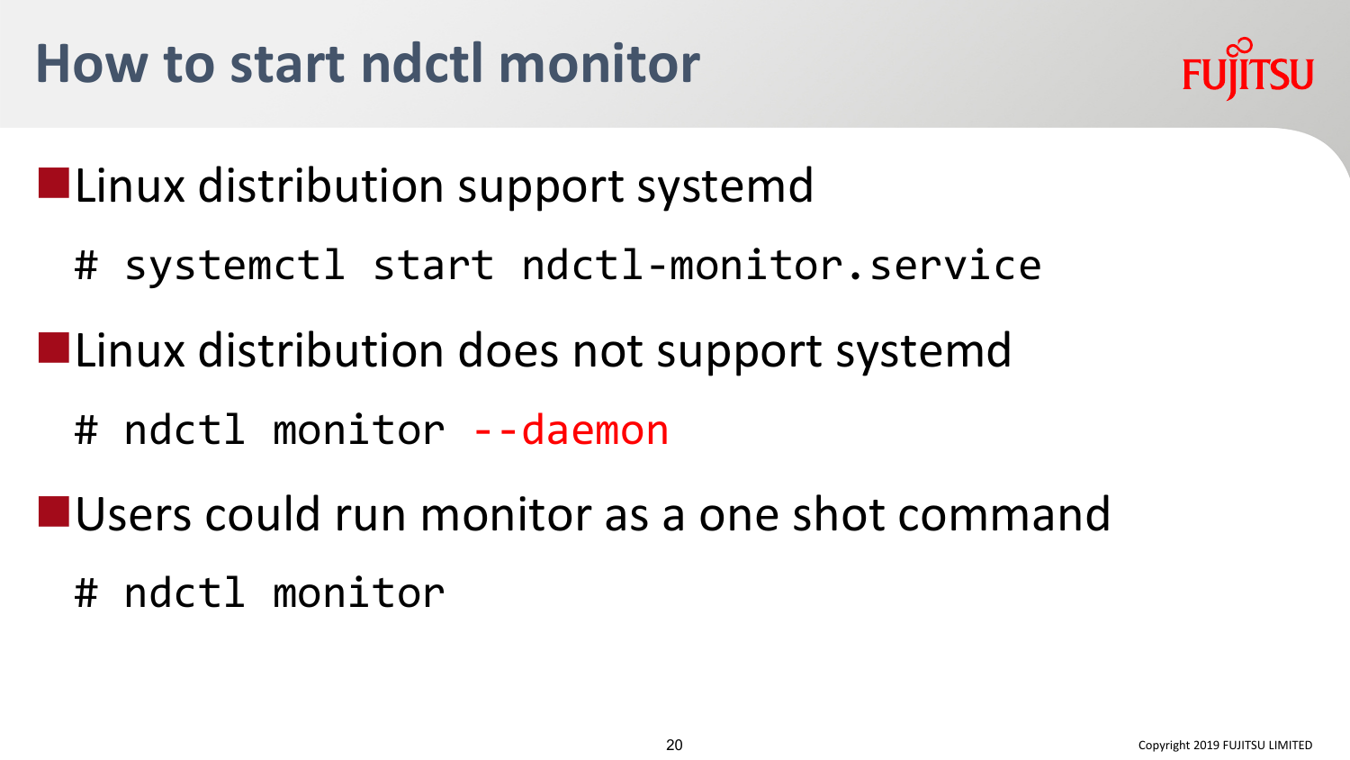# How to start ndctl monitor

- Linux distribution support systemd

```
# systemctl start ndctl-monitor.service
```

- Linux distribution does not support systemd

```
# ndctl monitor --daemon
```

- Users could run monitor as a one shot command

```
# ndctl monitor
```

Copyright 2019 FUJITSU LIMITED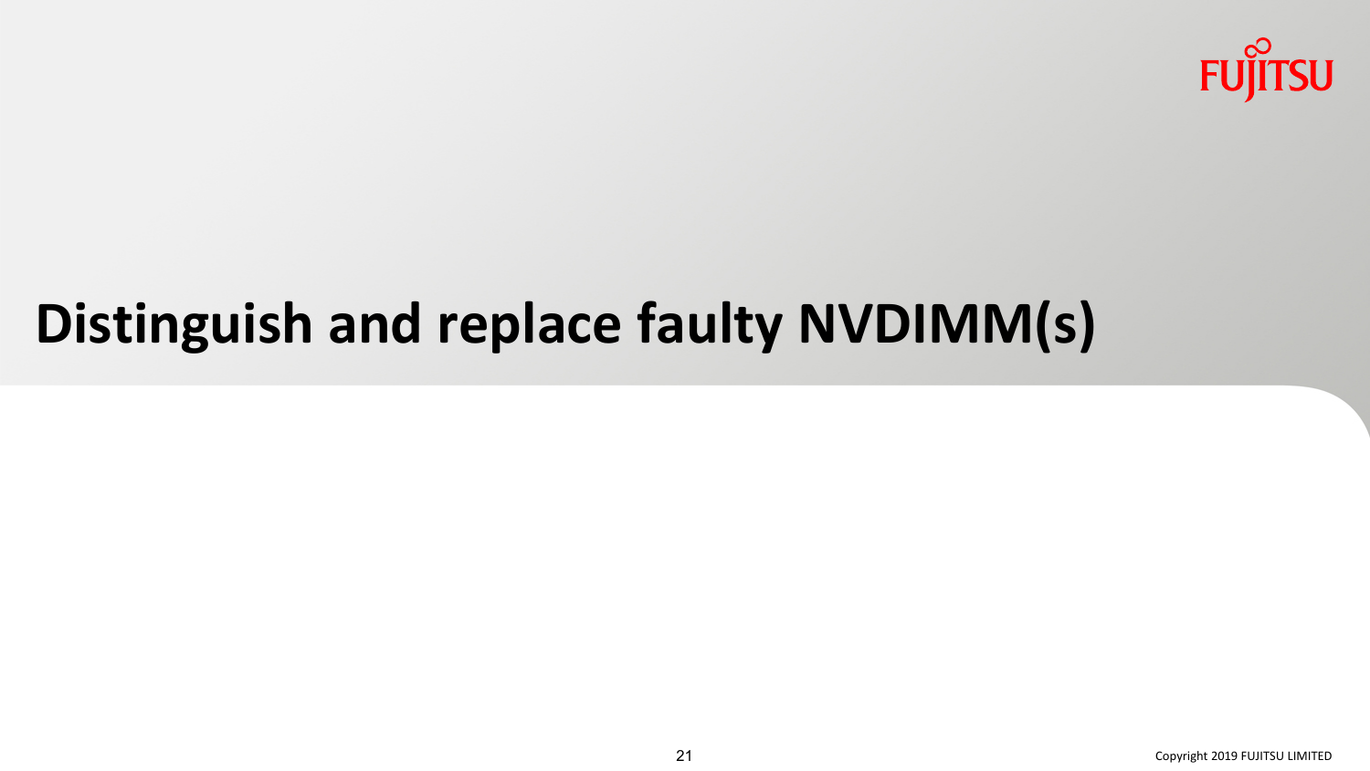# Distinguish and replace faulty NVDIMM(s)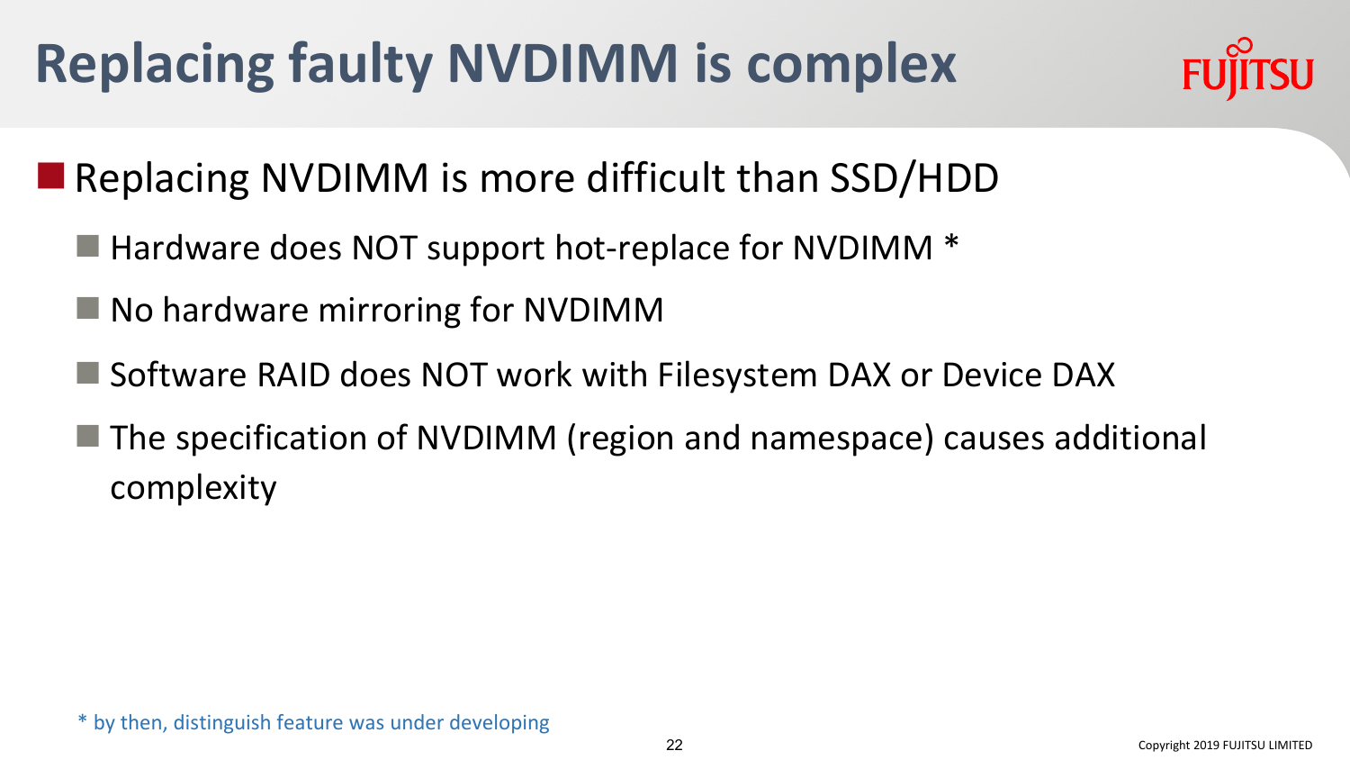# Replacing faulty NVDIMM is complex

- Replacing NVDIMM is more difficult than SSD/HDD
  - Hardware does NOT support hot-replace for NVDIMM *
  - No hardware mirroring for NVDIMM
  - Software RAID does NOT work with Filesystem DAX or Device DAX
  - The specification of NVDIMM (region and namespace) causes additional complexity

* by then, distinguish feature was under developing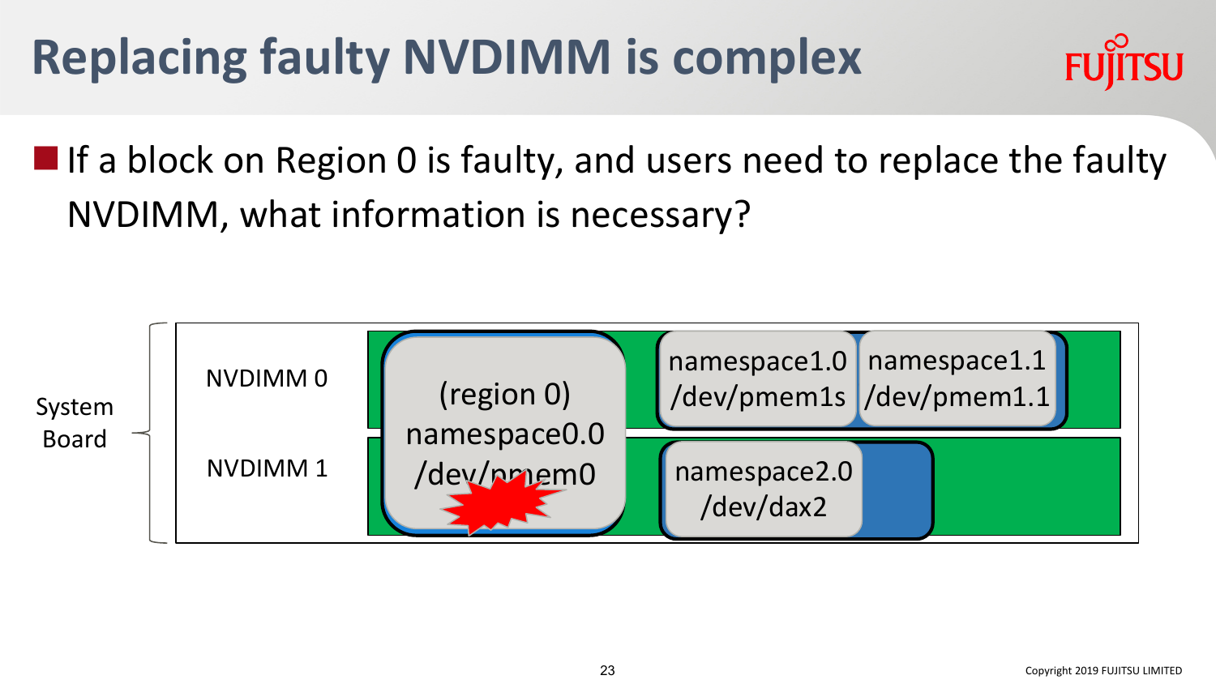# Replacing faulty NVDIMM is complex

- If a block on Region 0 is faulty, and users need to replace the faulty NVDIMM, what information is necessary?

System Board

NVDIMM 0

NVDIMM 1

(region 0)
namespace0.0
/dev/pmem0

namespace1.0
/dev/pmem1s

namespace1.1
/dev/pmem1.1

namespace2.0
/dev/dax2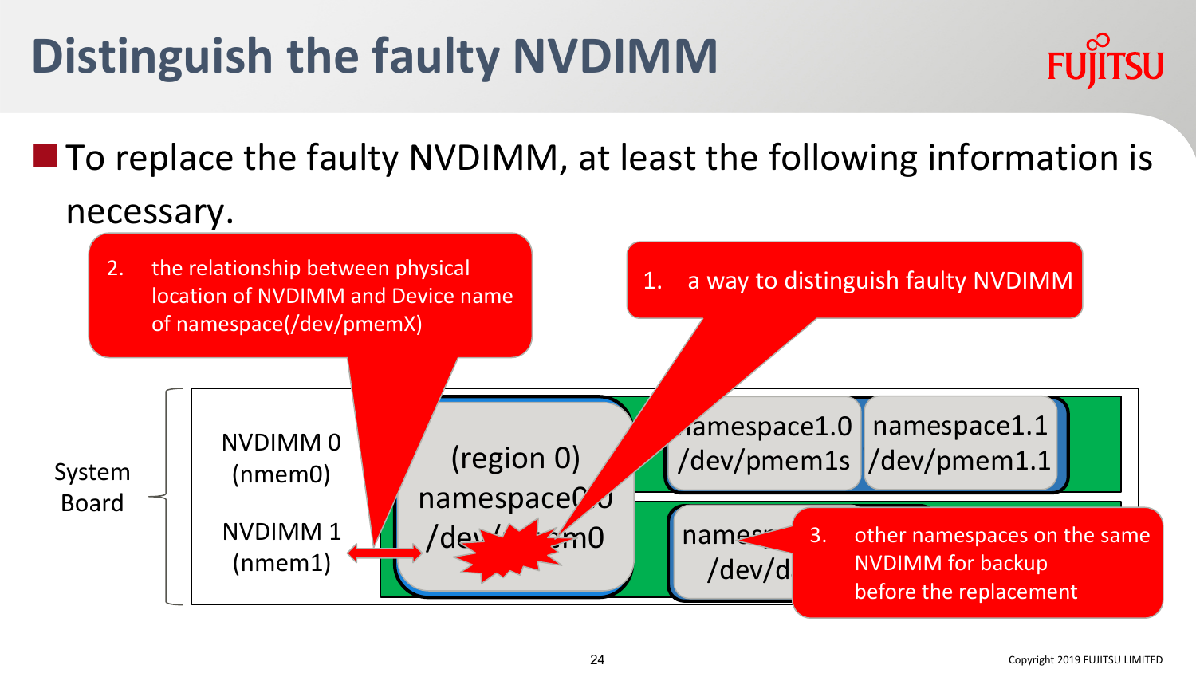# Distinguish the faulty NVDIMM

- To replace the faulty NVDIMM, at least the following information is necessary.

1. a way to distinguish faulty NVDIMM
2. the relationship between physical location of NVDIMM and Device name of namespace(/dev/pmemX)
3. other namespaces on the same NVDIMM for backup before the replacement

System Board

NVDIMM 0 (nmem0)

NVDIMM 1 (nmem1)

(region 0) namespace0.0 /dev/pmem0

namespace1.0 /dev/pmem1s

namespace1.1 /dev/pmem1.1

names… /dev/d…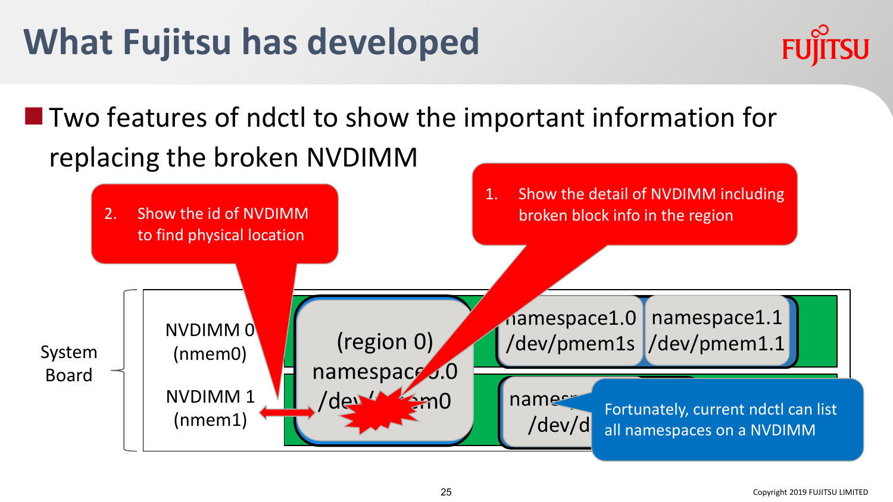# What Fujitsu has developed

- Two features of ndctl to show the important information for replacing the broken NVDIMM

1. Show the detail of NVDIMM including broken block info in the region

2. Show the id of NVDIMM to find physical location

System Board

NVDIMM 0 (nmem0)

NVDIMM 1 (nmem1)

(region 0) namespace0.0 /dev/pmem0

namespace1.0 /dev/pmem1s

namespace1.1 /dev/pmem1.1

Fortunately, current ndctl can list all namespaces on a NVDIMM

Copyright 2019 FUJITSU LIMITED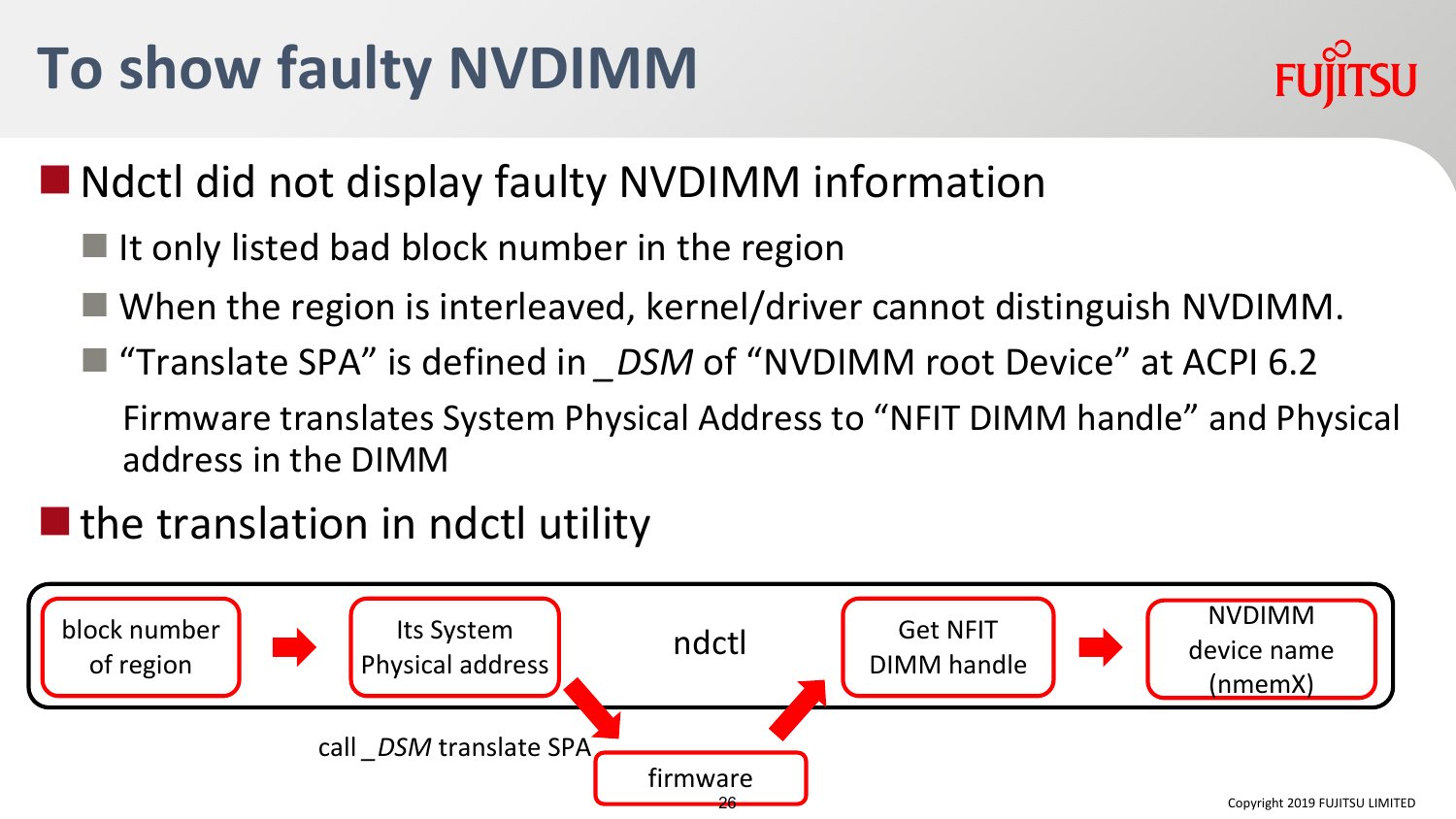# To show faulty NVDIMM

- Ndctl did not display faulty NVDIMM information
  - It only listed bad block number in the region
  - When the region is interleaved, kernel/driver cannot distinguish NVDIMM.
  - "Translate SPA" is defined in _*DSM* of "NVDIMM root Device" at ACPI 6.2

    Firmware translates System Physical Address to "NFIT DIMM handle" and Physical address in the DIMM
- the translation in ndctl utility

ndctl: block number of region → Its System Physical Address → (call _*DSM* translate SPA) → firmware → Get NFIT DIMM handle → NVDIMM device name (nmemX)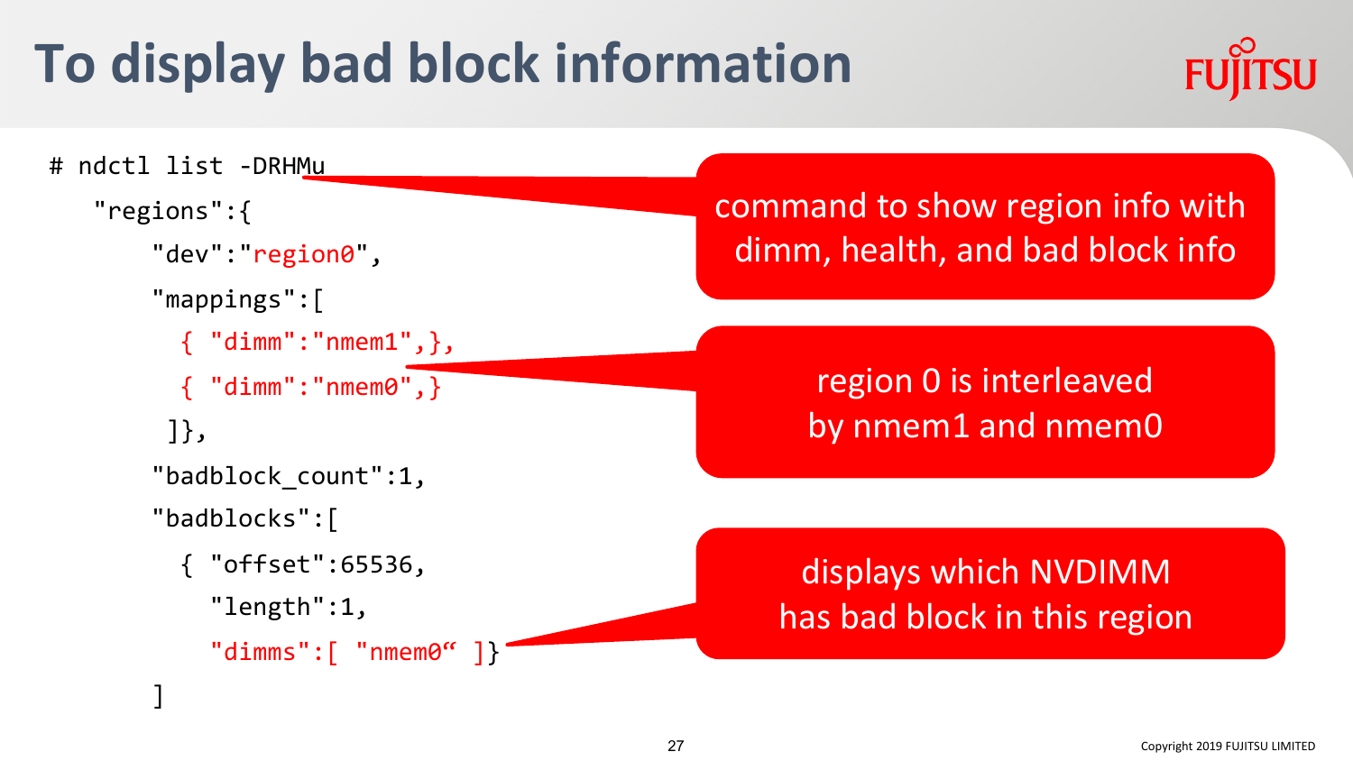# To display bad block information

```
# ndctl list -DRHMu
   "regions":{
      "dev":"region0",
      "mappings":[
        { "dimm":"nmem1",},
        { "dimm":"nmem0",}
       ]},
      "badblock_count":1,
      "badblocks":[
        { "offset":65536,
          "length":1,
          "dimms":[ "nmem0“ ]}
      ]
```

command to show region info with dimm, health, and bad block info

region 0 is interleaved by nmem1 and nmem0

displays which NVDIMM has bad block in this region

Copyright 2019 FUJITSU LIMITED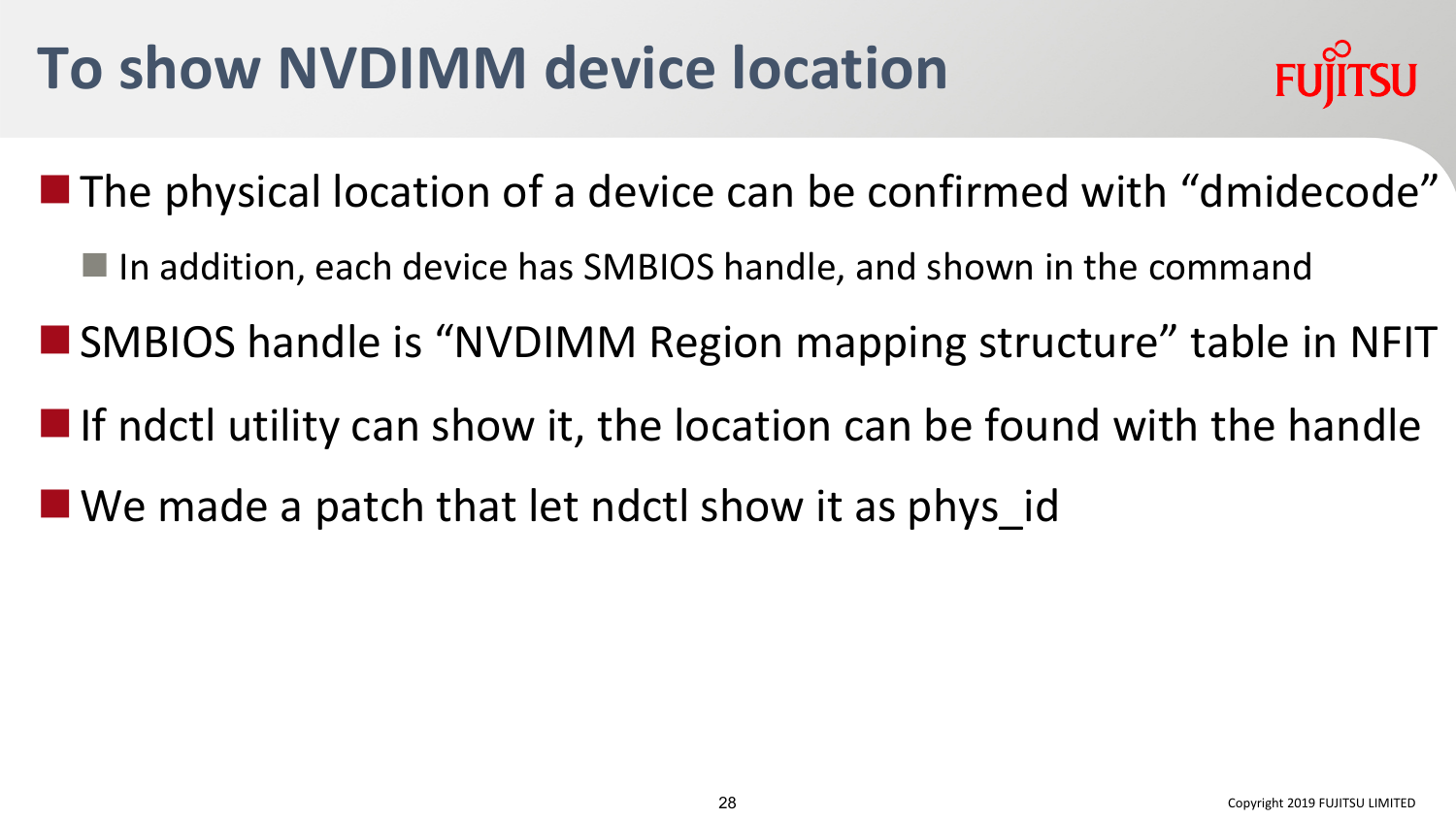# To show NVDIMM device location

- The physical location of a device can be confirmed with “dmidecode”
  - In addition, each device has SMBIOS handle, and shown in the command
- SMBIOS handle is “NVDIMM Region mapping structure” table in NFIT
- If ndctl utility can show it, the location can be found with the handle
- We made a patch that let ndctl show it as phys_id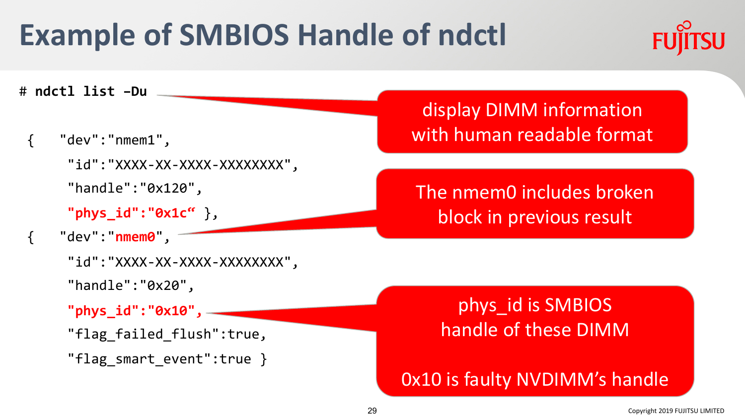# Example of SMBIOS Handle of ndctl

```
# ndctl list -Du

 {   "dev":"nmem1",
     "id":"XXXX-XX-XXXX-XXXXXXXX",
     "handle":"0x120",
     "phys_id":"0x1c" },
 {   "dev":"nmem0",
     "id":"XXXX-XX-XXXX-XXXXXXXX",
     "handle":"0x20",
     "phys_id":"0x10",
     "flag_failed_flush":true,
     "flag_smart_event":true }
```

display DIMM information with human readable format

The nmem0 includes broken block in previous result

phys_id is SMBIOS handle of these DIMM

0x10 is faulty NVDIMM's handle

Copyright 2019 FUJITSU LIMITED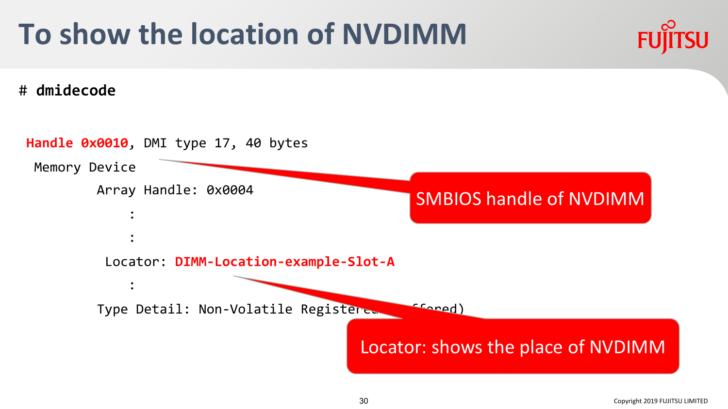# To show the location of NVDIMM

```
# dmidecode

Handle 0x0010, DMI type 17, 40 bytes
 Memory Device
        Array Handle: 0x0004
            :
            :
         Locator: DIMM-Location-example-Slot-A
            :
        Type Detail: Non-Volatile Registered (Unbuffered)
```

SMBIOS handle of NVDIMM

Locator: shows the place of NVDIMM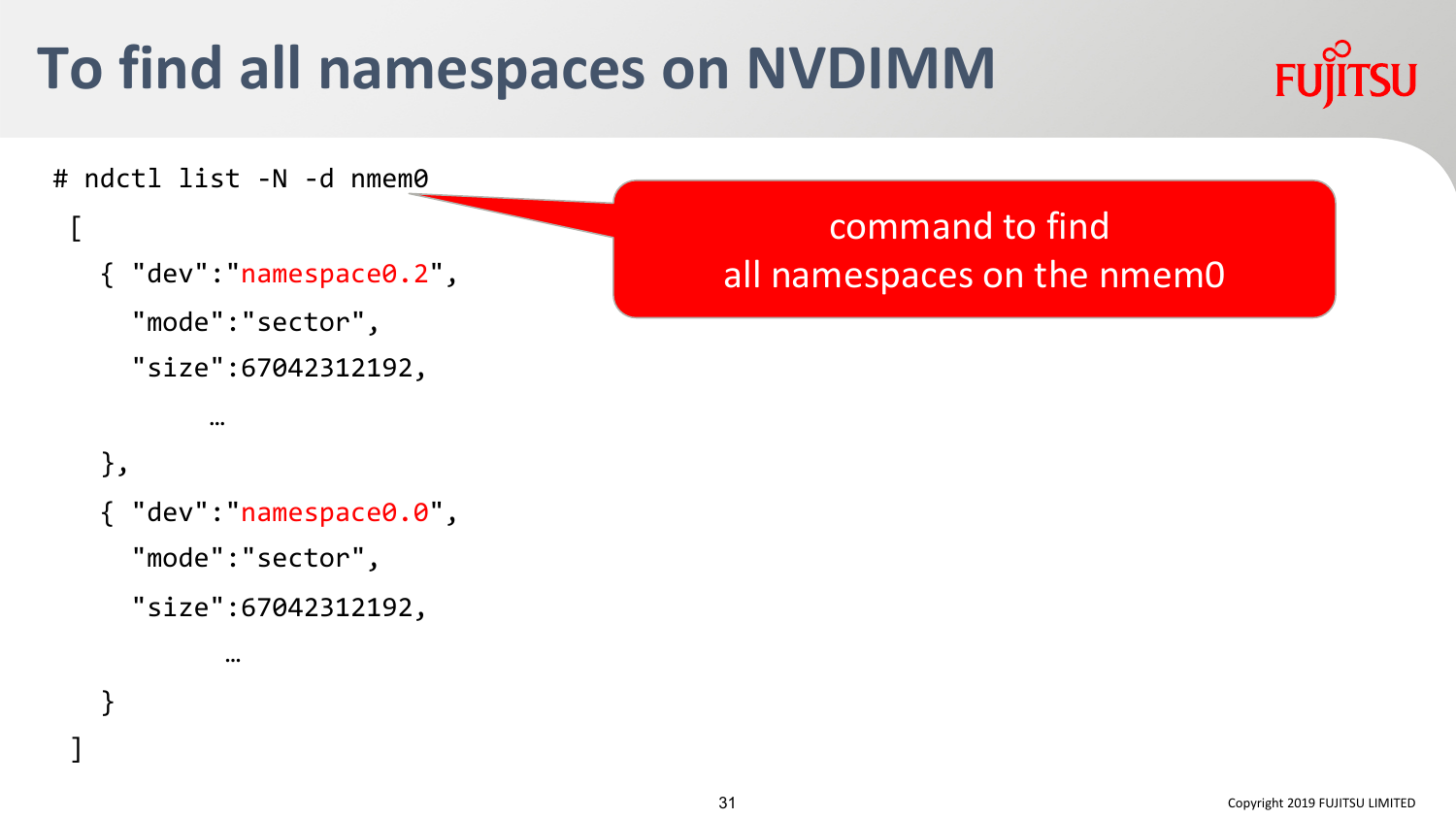# To find all namespaces on NVDIMM

```
# ndctl list -N -d nmem0
 [
   { "dev":"namespace0.2",
     "mode":"sector",
     "size":67042312192,
          …
   },
   { "dev":"namespace0.0",
     "mode":"sector",
     "size":67042312192,
           …
   }
 ]
```

command to find all namespaces on the nmem0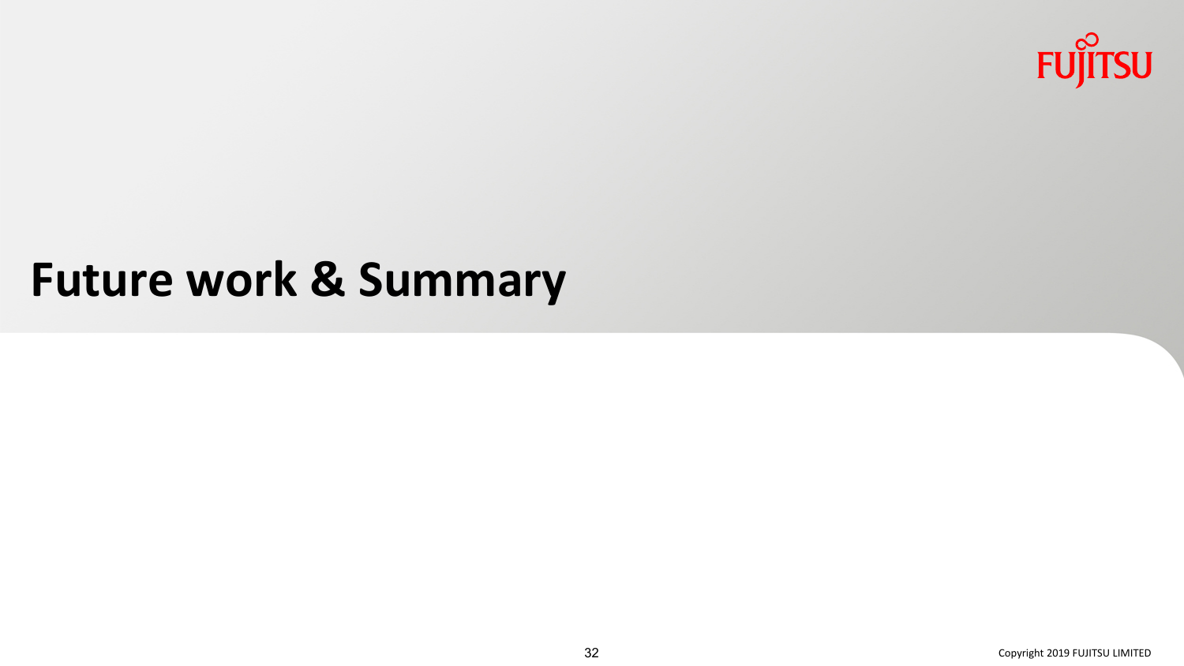# Future work & Summary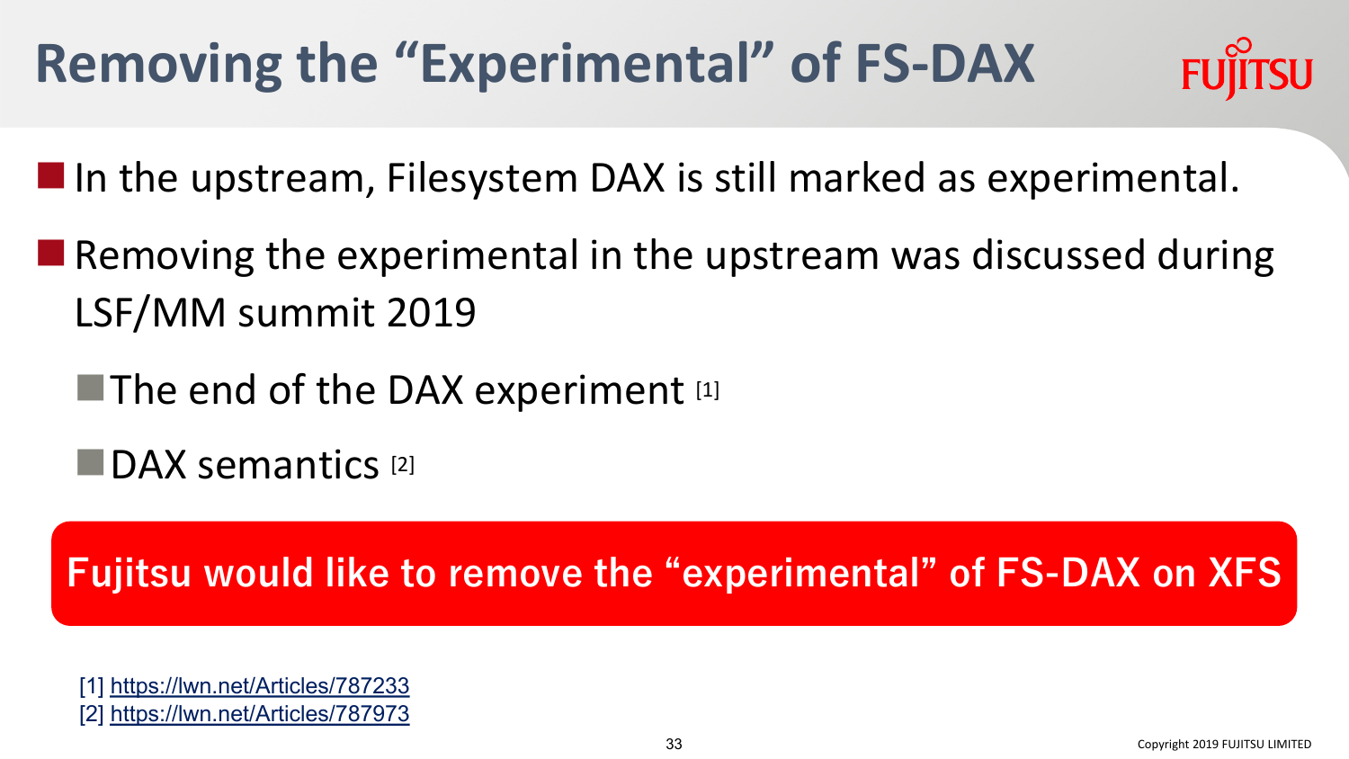# Removing the "Experimental" of FS-DAX

- In the upstream, Filesystem DAX is still marked as experimental.
- Removing the experimental in the upstream was discussed during LSF/MM summit 2019
  - The end of the DAX experiment [1]
  - DAX semantics [2]

**Fujitsu would like to remove the "experimental" of FS-DAX on XFS**

[1] https://lwn.net/Articles/787233
[2] https://lwn.net/Articles/787973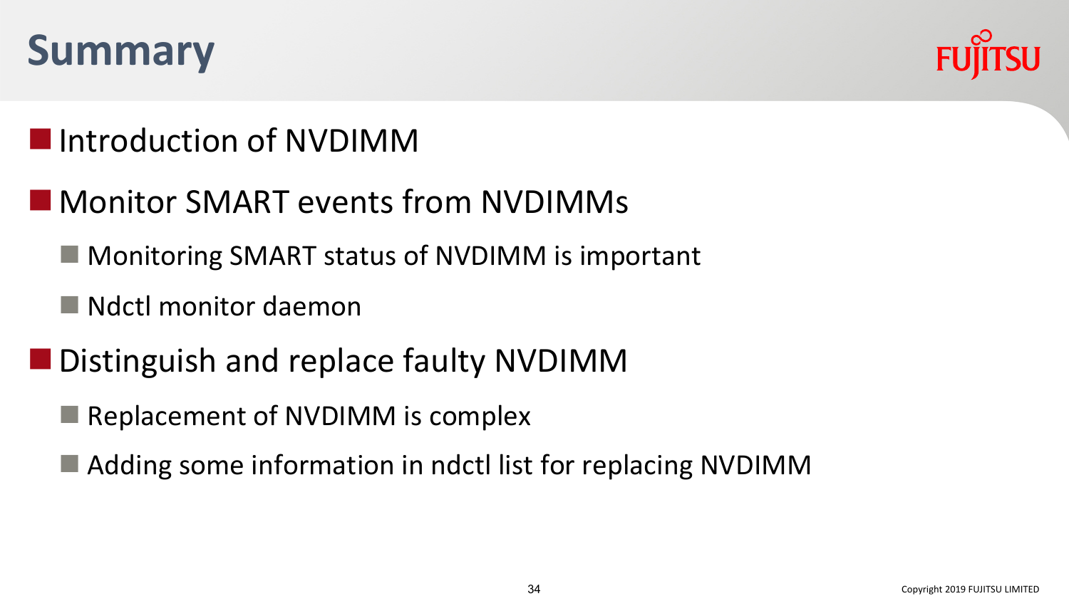# Summary

- Introduction of NVDIMM
- Monitor SMART events from NVDIMMs
  - Monitoring SMART status of NVDIMM is important
  - Ndctl monitor daemon
- Distinguish and replace faulty NVDIMM
  - Replacement of NVDIMM is complex
  - Adding some information in ndctl list for replacing NVDIMM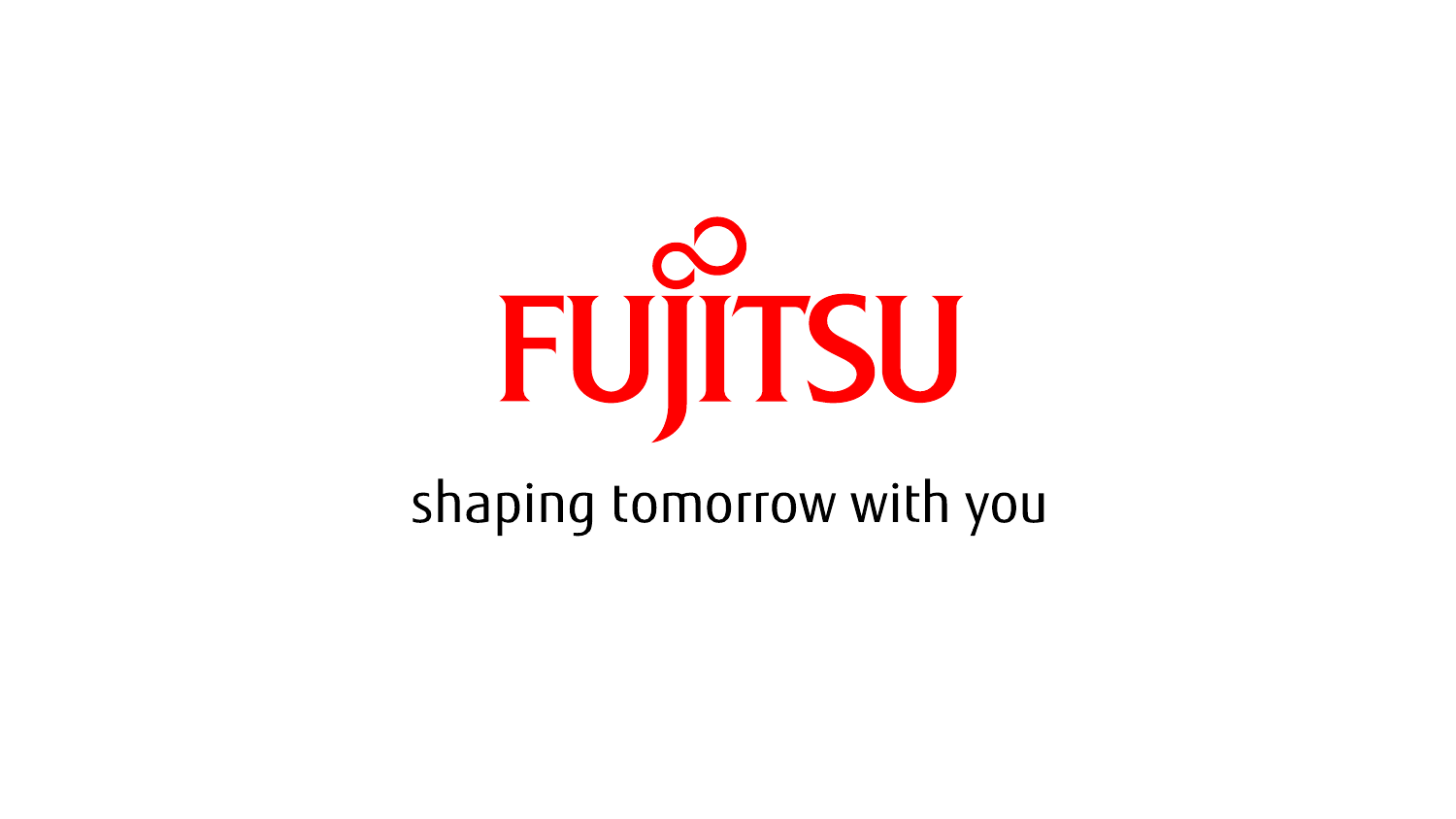FUJITSU

shaping tomorrow with you